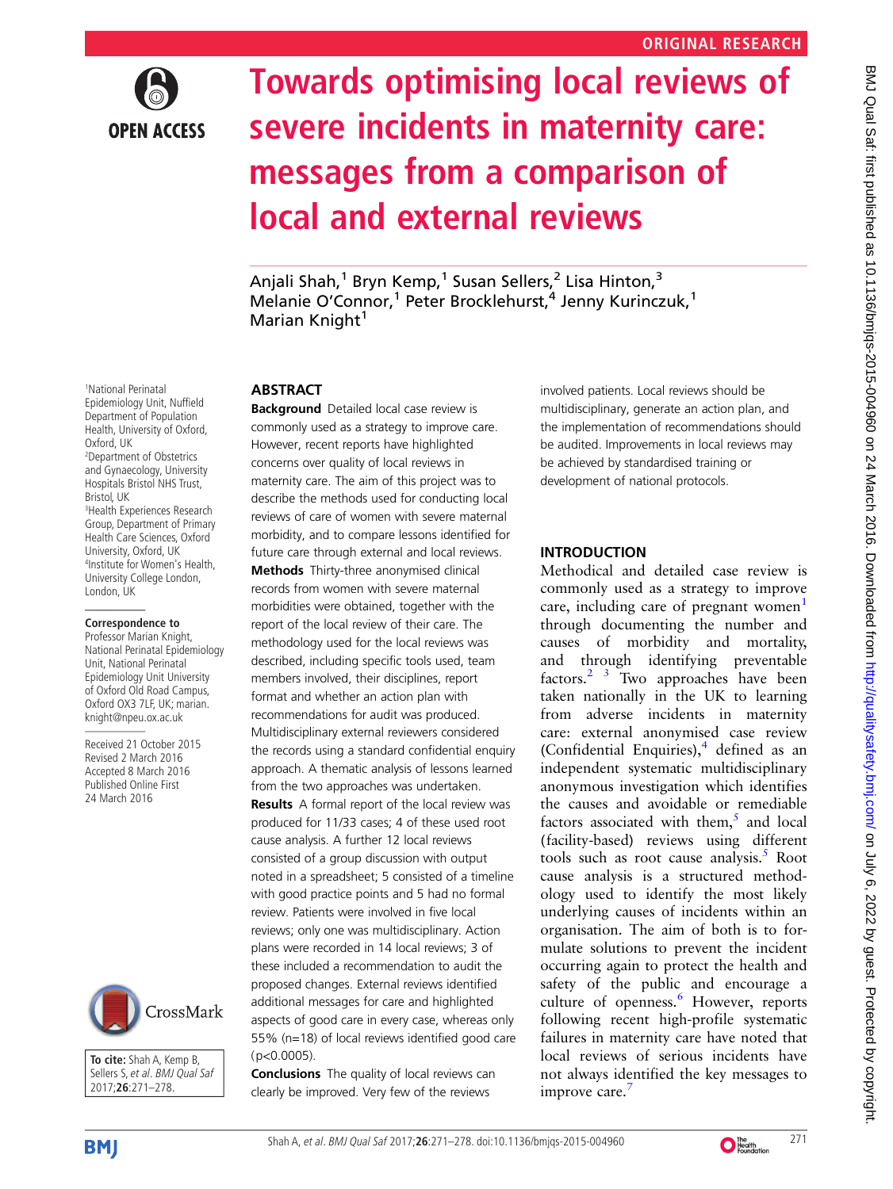ORIGINAL RESEARCH

# Towards optimising local reviews of severe incidents in maternity care: messages from a comparison of local and external reviews

Anjali Shah,[1] Bryn Kemp,[1] Susan Sellers,[2] Lisa Hinton,[3] Melanie O'Connor,[1] Peter Brocklehurst,[4] Jenny Kurinczuk,[1] Marian Knight[1]

[1]National Perinatal Epidemiology Unit, Nuffield Department of Population Health, University of Oxford, Oxford, UK
[2]Department of Obstetrics and Gynaecology, University Hospitals Bristol NHS Trust, Bristol, UK
[3]Health Experiences Research Group, Department of Primary Health Care Sciences, Oxford University, Oxford, UK
[4]Institute for Women's Health, University College London, London, UK

**Correspondence to**
Professor Marian Knight, National Perinatal Epidemiology Unit, National Perinatal Epidemiology Unit University of Oxford Old Road Campus, Oxford OX3 7LF, UK; marian.knight@npeu.ox.ac.uk

Received 21 October 2015
Revised 2 March 2016
Accepted 8 March 2016
Published Online First 24 March 2016

**To cite:** Shah A, Kemp B, Sellers S, *et al*. *BMJ Qual Saf* 2017;**26**:271–278.

## ABSTRACT

**Background** Detailed local case review is commonly used as a strategy to improve care. However, recent reports have highlighted concerns over quality of local reviews in maternity care. The aim of this project was to describe the methods used for conducting local reviews of care of women with severe maternal morbidity, and to compare lessons identified for future care through external and local reviews.

**Methods** Thirty-three anonymised clinical records from women with severe maternal morbidities were obtained, together with the report of the local review of their care. The methodology used for the local reviews was described, including specific tools used, team members involved, their disciplines, report format and whether an action plan with recommendations for audit was produced. Multidisciplinary external reviewers considered the records using a standard confidential enquiry approach. A thematic analysis of lessons learned from the two approaches was undertaken.

**Results** A formal report of the local review was produced for 11/33 cases; 4 of these used root cause analysis. A further 12 local reviews consisted of a group discussion with output noted in a spreadsheet; 5 consisted of a timeline with good practice points and 5 had no formal review. Patients were involved in five local reviews; only one was multidisciplinary. Action plans were recorded in 14 local reviews; 3 of these included a recommendation to audit the proposed changes. External reviews identified additional messages for care and highlighted aspects of good care in every case, whereas only 55% (n=18) of local reviews identified good care ($p<0.0005$).

**Conclusions** The quality of local reviews can clearly be improved. Very few of the reviews involved patients. Local reviews should be multidisciplinary, generate an action plan, and the implementation of recommendations should be audited. Improvements in local reviews may be achieved by standardised training or development of national protocols.

## INTRODUCTION

Methodical and detailed case review is commonly used as a strategy to improve care, including care of pregnant women[1] through documenting the number and causes of morbidity and mortality, and through identifying preventable factors.[2 3] Two approaches have been taken nationally in the UK to learning from adverse incidents in maternity care: external anonymised case review (Confidential Enquiries),[4] defined as an independent systematic multidisciplinary anonymous investigation which identifies the causes and avoidable or remediable factors associated with them,[5] and local (facility-based) reviews using different tools such as root cause analysis.[5] Root cause analysis is a structured methodology used to identify the most likely underlying causes of incidents within an organisation. The aim of both is to formulate solutions to prevent the incident occurring again to protect the health and safety of the public and encourage a culture of openness.[6] However, reports following recent high-profile systematic failures in maternity care have noted that local reviews of serious incidents have not always identified the key messages to improve care.[7]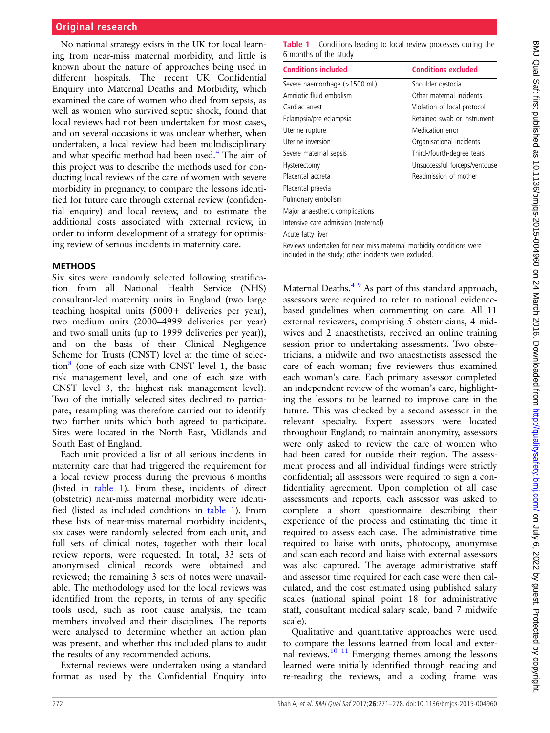No national strategy exists in the UK for local learning from near-miss maternal morbidity, and little is known about the nature of approaches being used in different hospitals. The recent UK Confidential Enquiry into Maternal Deaths and Morbidity, which examined the care of women who died from sepsis, as well as women who survived septic shock, found that local reviews had not been undertaken for most cases, and on several occasions it was unclear whether, when undertaken, a local review had been multidisciplinary and what specific method had been used.[4] The aim of this project was to describe the methods used for conducting local reviews of the care of women with severe morbidity in pregnancy, to compare the lessons identified for future care through external review (confidential enquiry) and local review, and to estimate the additional costs associated with external review, in order to inform development of a strategy for optimising review of serious incidents in maternity care.

## METHODS

Six sites were randomly selected following stratification from all National Health Service (NHS) consultant-led maternity units in England (two large teaching hospital units (5000+ deliveries per year), two medium units (2000–4999 deliveries per year) and two small units (up to 1999 deliveries per year)), and on the basis of their Clinical Negligence Scheme for Trusts (CNST) level at the time of selection[8] (one of each size with CNST level 1, the basic risk management level, and one of each size with CNST level 3, the highest risk management level). Two of the initially selected sites declined to participate; resampling was therefore carried out to identify two further units which both agreed to participate. Sites were located in the North East, Midlands and South East of England.

Each unit provided a list of all serious incidents in maternity care that had triggered the requirement for a local review process during the previous 6 months (listed in table 1). From these, incidents of direct (obstetric) near-miss maternal morbidity were identified (listed as included conditions in table 1). From these lists of near-miss maternal morbidity incidents, six cases were randomly selected from each unit, and full sets of clinical notes, together with their local review reports, were requested. In total, 33 sets of anonymised clinical records were obtained and reviewed; the remaining 3 sets of notes were unavailable. The methodology used for the local reviews was identified from the reports, in terms of any specific tools used, such as root cause analysis, the team members involved and their disciplines. The reports were analysed to determine whether an action plan was present, and whether this included plans to audit the results of any recommended actions.

External reviews were undertaken using a standard format as used by the Confidential Enquiry into Maternal Deaths.[4,9] As part of this standard approach, assessors were required to refer to national evidence-based guidelines when commenting on care. All 11 external reviewers, comprising 5 obstetricians, 4 midwives and 2 anaesthetists, received an online training session prior to undertaking assessments. Two obstetricians, a midwife and two anaesthetists assessed the care of each woman; five reviewers thus examined each woman's care. Each primary assessor completed an independent review of the woman's care, highlighting the lessons to be learned to improve care in the future. This was checked by a second assessor in the relevant specialty. Expert assessors were located throughout England; to maintain anonymity, assessors were only asked to review the care of women who had been cared for outside their region. The assessment process and all individual findings were strictly confidential; all assessors were required to sign a confidentiality agreement. Upon completion of all case assessments and reports, each assessor was asked to complete a short questionnaire describing their experience of the process and estimating the time it required to assess each case. The administrative time required to liaise with units, photocopy, anonymise and scan each record and liaise with external assessors was also captured. The average administrative staff and assessor time required for each case were then calculated, and the cost estimated using published salary scales (national spinal point 18 for administrative staff, consultant medical salary scale, band 7 midwife scale).

Qualitative and quantitative approaches were used to compare the lessons learned from local and external reviews.[10,11] Emerging themes among the lessons learned were initially identified through reading and re-reading the reviews, and a coding frame was

**Table 1** Conditions leading to local review processes during the 6 months of the study

| Conditions included | Conditions excluded |
|---|---|
| Severe haemorrhage (>1500 mL) | Shoulder dystocia |
| Amniotic fluid embolism | Other maternal incidents |
| Cardiac arrest | Violation of local protocol |
| Eclampsia/pre-eclampsia | Retained swab or instrument |
| Uterine rupture | Medication error |
| Uterine inversion | Organisational incidents |
| Severe maternal sepsis | Third-/fourth-degree tears |
| Hysterectomy | Unsuccessful forceps/ventouse |
| Placental accreta | Readmission of mother |
| Placental praevia | |
| Pulmonary embolism | |
| Major anaesthetic complications | |
| Intensive care admission (maternal) | |
| Acute fatty liver | |

Reviews undertaken for near-miss maternal morbidity conditions were included in the study; other incidents were excluded.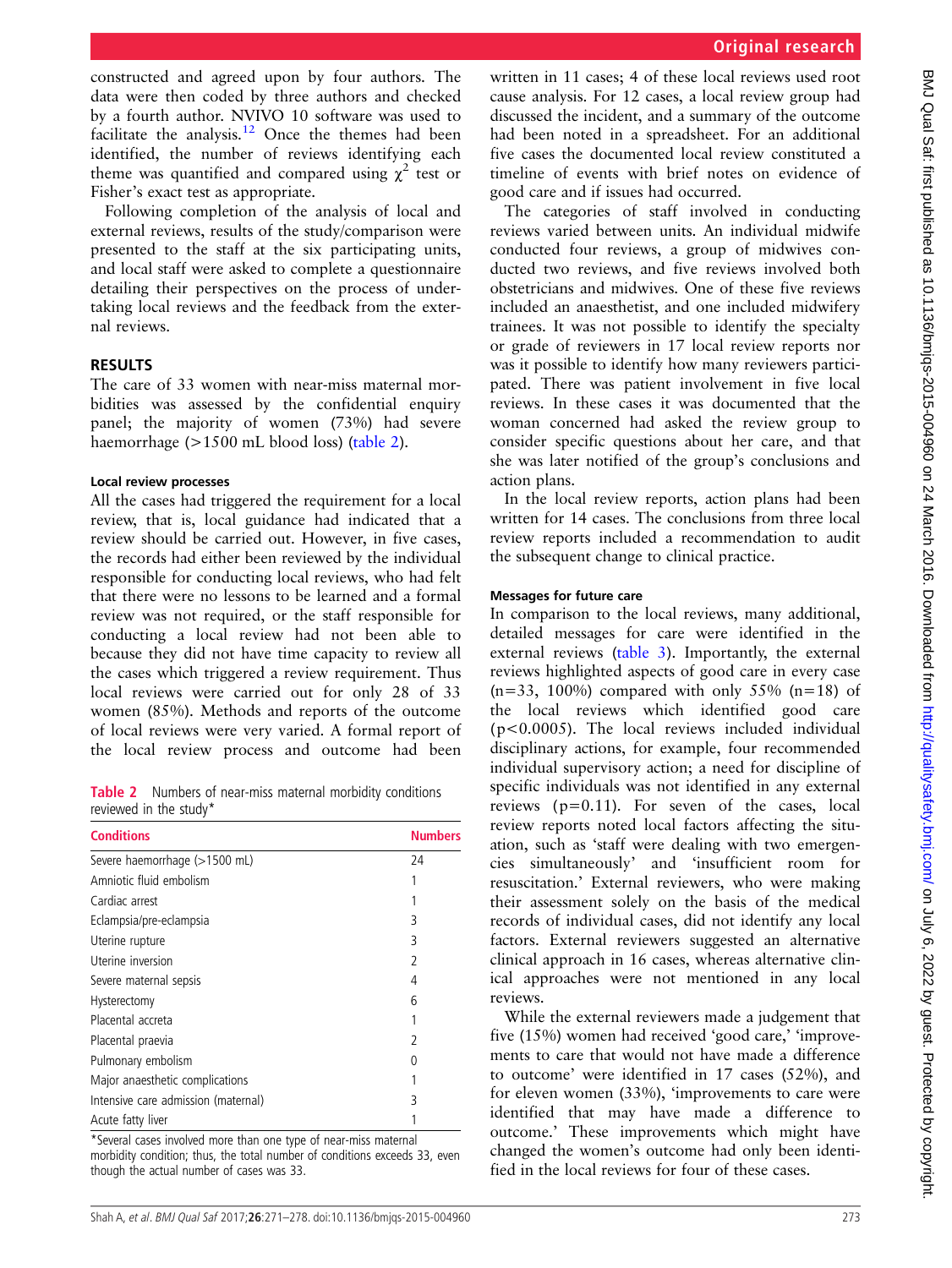constructed and agreed upon by four authors. The data were then coded by three authors and checked by a fourth author. NVIVO 10 software was used to facilitate the analysis.[12] Once the themes had been identified, the number of reviews identifying each theme was quantified and compared using $\chi^2$ test or Fisher's exact test as appropriate.

Following completion of the analysis of local and external reviews, results of the study/comparison were presented to the staff at the six participating units, and local staff were asked to complete a questionnaire detailing their perspectives on the process of undertaking local reviews and the feedback from the external reviews.

## RESULTS

The care of 33 women with near-miss maternal morbidities was assessed by the confidential enquiry panel; the majority of women (73%) had severe haemorrhage (>1500 mL blood loss) (table 2).

### Local review processes

All the cases had triggered the requirement for a local review, that is, local guidance had indicated that a review should be carried out. However, in five cases, the records had either been reviewed by the individual responsible for conducting local reviews, who had felt that there were no lessons to be learned and a formal review was not required, or the staff responsible for conducting a local review had not been able to because they did not have time capacity to review all the cases which triggered a review requirement. Thus local reviews were carried out for only 28 of 33 women (85%). Methods and reports of the outcome of local reviews were very varied. A formal report of the local review process and outcome had been written in 11 cases; 4 of these local reviews used root cause analysis. For 12 cases, a local review group had discussed the incident, and a summary of the outcome had been noted in a spreadsheet. For an additional five cases the documented local review constituted a timeline of events with brief notes on evidence of good care and if issues had occurred.

**Table 2** Numbers of near-miss maternal morbidity conditions reviewed in the study*

| Conditions | Numbers |
|---|---|
| Severe haemorrhage (>1500 mL) | 24 |
| Amniotic fluid embolism | 1 |
| Cardiac arrest | 1 |
| Eclampsia/pre-eclampsia | 3 |
| Uterine rupture | 3 |
| Uterine inversion | 2 |
| Severe maternal sepsis | 4 |
| Hysterectomy | 6 |
| Placental accreta | 1 |
| Placental praevia | 2 |
| Pulmonary embolism | 0 |
| Major anaesthetic complications | 1 |
| Intensive care admission (maternal) | 3 |
| Acute fatty liver | 1 |

*Several cases involved more than one type of near-miss maternal morbidity condition; thus, the total number of conditions exceeds 33, even though the actual number of cases was 33.

The categories of staff involved in conducting reviews varied between units. An individual midwife conducted four reviews, a group of midwives conducted two reviews, and five reviews involved both obstetricians and midwives. One of these five reviews included an anaesthetist, and one included midwifery trainees. It was not possible to identify the specialty or grade of reviewers in 17 local review reports nor was it possible to identify how many reviewers participated. There was patient involvement in five local reviews. In these cases it was documented that the woman concerned had asked the review group to consider specific questions about her care, and that she was later notified of the group's conclusions and action plans.

In the local review reports, action plans had been written for 14 cases. The conclusions from three local review reports included a recommendation to audit the subsequent change to clinical practice.

### Messages for future care

In comparison to the local reviews, many additional, detailed messages for care were identified in the external reviews (table 3). Importantly, the external reviews highlighted aspects of good care in every case (n=33, 100%) compared with only 55% (n=18) of the local reviews which identified good care ($p<0.0005$). The local reviews included individual disciplinary actions, for example, four recommended individual supervisory action; a need for discipline of specific individuals was not identified in any external reviews ($p=0.11$). For seven of the cases, local review reports noted local factors affecting the situation, such as 'staff were dealing with two emergencies simultaneously' and 'insufficient room for resuscitation.' External reviewers, who were making their assessment solely on the basis of the medical records of individual cases, did not identify any local factors. External reviewers suggested an alternative clinical approach in 16 cases, whereas alternative clinical approaches were not mentioned in any local reviews.

While the external reviewers made a judgement that five (15%) women had received 'good care,' 'improvements to care that would not have made a difference to outcome' were identified in 17 cases (52%), and for eleven women (33%), 'improvements to care were identified that may have made a difference to outcome.' These improvements which might have changed the women's outcome had only been identified in the local reviews for four of these cases.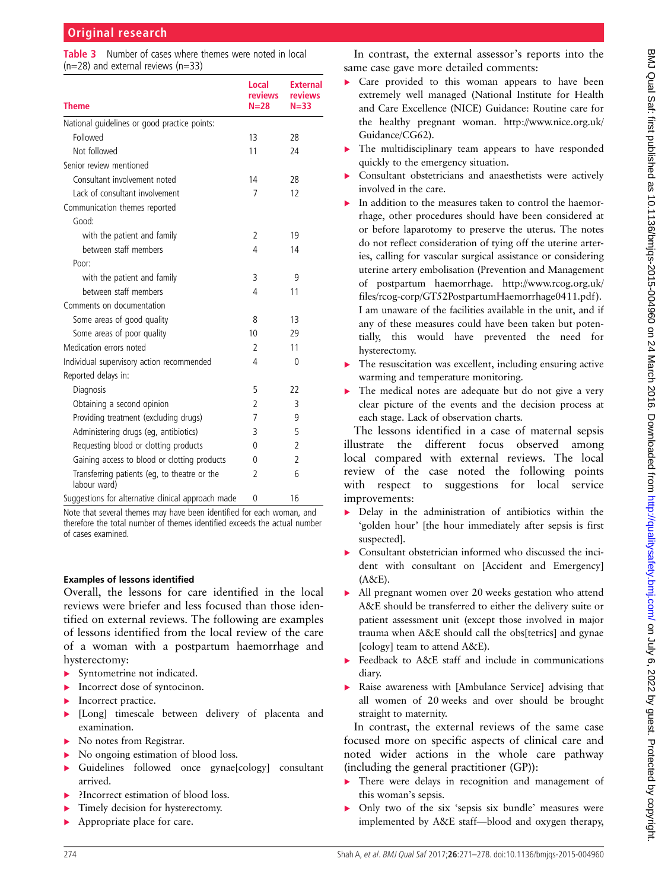**Table 3** Number of cases where themes were noted in local (n=28) and external reviews (n=33)

| Theme | Local reviews N=28 | External reviews N=33 |
|---|---|---|
| National guidelines or good practice points: | | |
| Followed | 13 | 28 |
| Not followed | 11 | 24 |
| Senior review mentioned | | |
| Consultant involvement noted | 14 | 28 |
| Lack of consultant involvement | 7 | 12 |
| Communication themes reported | | |
| Good: | | |
| with the patient and family | 2 | 19 |
| between staff members | 4 | 14 |
| Poor: | | |
| with the patient and family | 3 | 9 |
| between staff members | 4 | 11 |
| Comments on documentation | | |
| Some areas of good quality | 8 | 13 |
| Some areas of poor quality | 10 | 29 |
| Medication errors noted | 2 | 11 |
| Individual supervisory action recommended | 4 | 0 |
| Reported delays in: | | |
| Diagnosis | 5 | 22 |
| Obtaining a second opinion | 2 | 3 |
| Providing treatment (excluding drugs) | 7 | 9 |
| Administering drugs (eg, antibiotics) | 3 | 5 |
| Requesting blood or clotting products | 0 | 2 |
| Gaining access to blood or clotting products | 0 | 2 |
| Transferring patients (eg, to theatre or the labour ward) | 2 | 6 |
| Suggestions for alternative clinical approach made | 0 | 16 |

Note that several themes may have been identified for each woman, and therefore the total number of themes identified exceeds the actual number of cases examined.

### Examples of lessons identified

Overall, the lessons for care identified in the local reviews were briefer and less focused than those identified on external reviews. The following are examples of lessons identified from the local review of the care of a woman with a postpartum haemorrhage and hysterectomy:

- Syntometrine not indicated.
- Incorrect dose of syntocinon.
- Incorrect practice.
- [Long] timescale between delivery of placenta and examination.
- No notes from Registrar.
- No ongoing estimation of blood loss.
- Guidelines followed once gynae[cology] consultant arrived.
- ?Incorrect estimation of blood loss.
- Timely decision for hysterectomy.
- Appropriate place for care.

In contrast, the external assessor's reports into the same case gave more detailed comments:

- Care provided to this woman appears to have been extremely well managed (National Institute for Health and Care Excellence (NICE) Guidance: Routine care for the healthy pregnant woman. http://www.nice.org.uk/Guidance/CG62).
- The multidisciplinary team appears to have responded quickly to the emergency situation.
- Consultant obstetricians and anaesthetists were actively involved in the care.
- In addition to the measures taken to control the haemorrhage, other procedures should have been considered at or before laparotomy to preserve the uterus. The notes do not reflect consideration of tying off the uterine arteries, calling for vascular surgical assistance or considering uterine artery embolisation (Prevention and Management of postpartum haemorrhage. http://www.rcog.org.uk/files/rcog-corp/GT52PostpartumHaemorrhage0411.pdf). I am unaware of the facilities available in the unit, and if any of these measures could have been taken but potentially, this would have prevented the need for hysterectomy.
- The resuscitation was excellent, including ensuring active warming and temperature monitoring.
- The medical notes are adequate but do not give a very clear picture of the events and the decision process at each stage. Lack of observation charts.

The lessons identified in a case of maternal sepsis illustrate the different focus observed among local compared with external reviews. The local review of the case noted the following points with respect to suggestions for local service improvements:

- Delay in the administration of antibiotics within the 'golden hour' [the hour immediately after sepsis is first suspected].
- Consultant obstetrician informed who discussed the incident with consultant on [Accident and Emergency] (A&E).
- All pregnant women over 20 weeks gestation who attend A&E should be transferred to either the delivery suite or patient assessment unit (except those involved in major trauma when A&E should call the obs[tetrics] and gynae[cology] team to attend A&E).
- Feedback to A&E staff and include in communications diary.
- Raise awareness with [Ambulance Service] advising that all women of 20 weeks and over should be brought straight to maternity.

In contrast, the external reviews of the same case focused more on specific aspects of clinical care and noted wider actions in the whole care pathway (including the general practitioner (GP)):

- There were delays in recognition and management of this woman's sepsis.
- Only two of the six 'sepsis six bundle' measures were implemented by A&E staff—blood and oxygen therapy,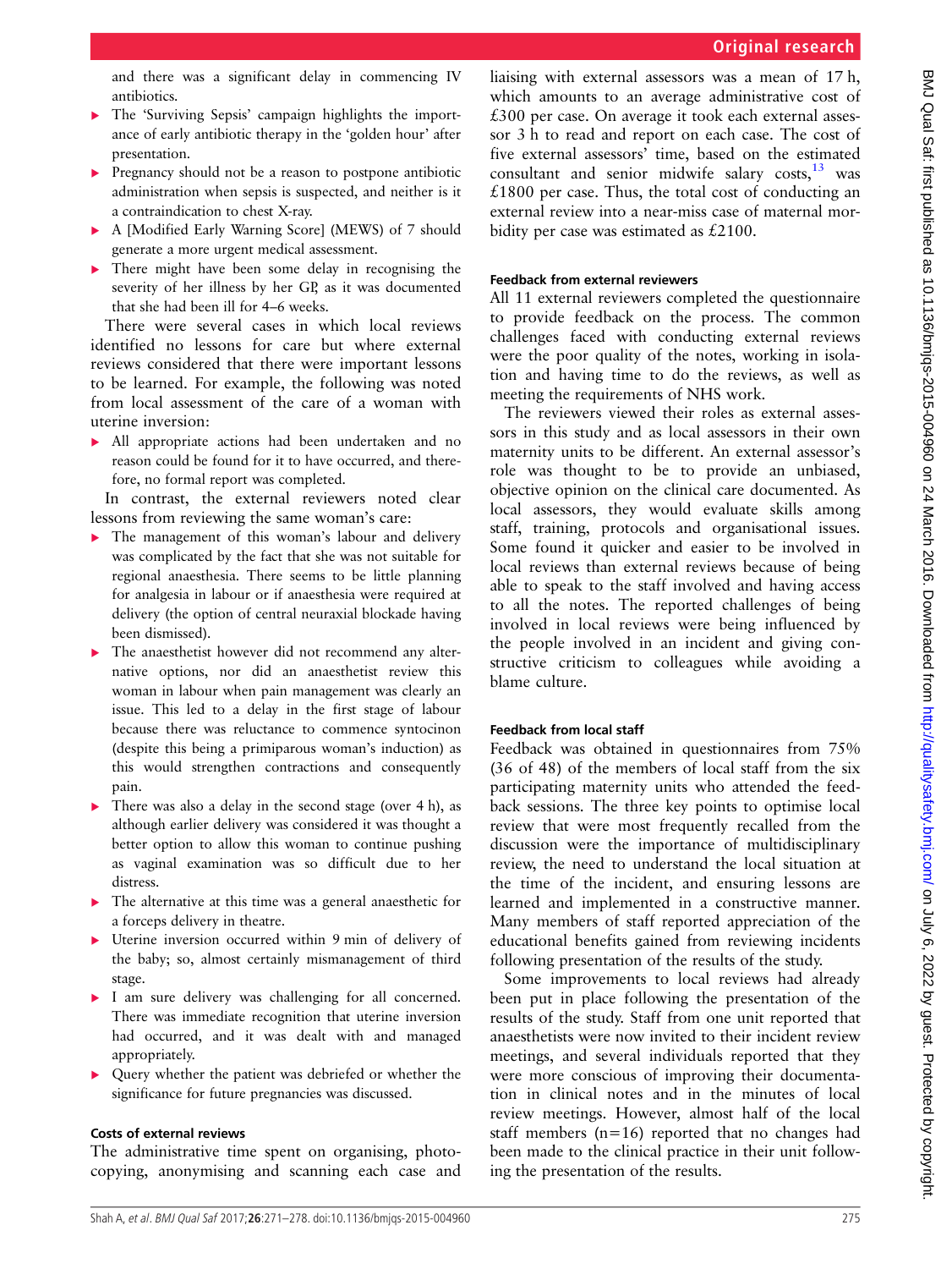and there was a significant delay in commencing IV antibiotics.

- The 'Surviving Sepsis' campaign highlights the importance of early antibiotic therapy in the 'golden hour' after presentation.
- Pregnancy should not be a reason to postpone antibiotic administration when sepsis is suspected, and neither is it a contraindication to chest X-ray.
- A [Modified Early Warning Score] (MEWS) of 7 should generate a more urgent medical assessment.
- There might have been some delay in recognising the severity of her illness by her GP, as it was documented that she had been ill for 4–6 weeks.

There were several cases in which local reviews identified no lessons for care but where external reviews considered that there were important lessons to be learned. For example, the following was noted from local assessment of the care of a woman with uterine inversion:

- All appropriate actions had been undertaken and no reason could be found for it to have occurred, and therefore, no formal report was completed.

In contrast, the external reviewers noted clear lessons from reviewing the same woman's care:

- The management of this woman's labour and delivery was complicated by the fact that she was not suitable for regional anaesthesia. There seems to be little planning for analgesia in labour or if anaesthesia were required at delivery (the option of central neuraxial blockade having been dismissed).
- The anaesthetist however did not recommend any alternative options, nor did an anaesthetist review this woman in labour when pain management was clearly an issue. This led to a delay in the first stage of labour because there was reluctance to commence syntocinon (despite this being a primiparous woman's induction) as this would strengthen contractions and consequently pain.
- There was also a delay in the second stage (over 4 h), as although earlier delivery was considered it was thought a better option to allow this woman to continue pushing as vaginal examination was so difficult due to her distress.
- The alternative at this time was a general anaesthetic for a forceps delivery in theatre.
- Uterine inversion occurred within 9 min of delivery of the baby; so, almost certainly mismanagement of third stage.
- I am sure delivery was challenging for all concerned. There was immediate recognition that uterine inversion had occurred, and it was dealt with and managed appropriately.
- Query whether the patient was debriefed or whether the significance for future pregnancies was discussed.

### Costs of external reviews

The administrative time spent on organising, photocopying, anonymising and scanning each case and liaising with external assessors was a mean of 17 h, which amounts to an average administrative cost of £300 per case. On average it took each external assessor 3 h to read and report on each case. The cost of five external assessors' time, based on the estimated consultant and senior midwife salary costs,[13] was £1800 per case. Thus, the total cost of conducting an external review into a near-miss case of maternal morbidity per case was estimated as £2100.

### Feedback from external reviewers

All 11 external reviewers completed the questionnaire to provide feedback on the process. The common challenges faced with conducting external reviews were the poor quality of the notes, working in isolation and having time to do the reviews, as well as meeting the requirements of NHS work.

The reviewers viewed their roles as external assessors in this study and as local assessors in their own maternity units to be different. An external assessor's role was thought to be to provide an unbiased, objective opinion on the clinical care documented. As local assessors, they would evaluate skills among staff, training, protocols and organisational issues. Some found it quicker and easier to be involved in local reviews than external reviews because of being able to speak to the staff involved and having access to all the notes. The reported challenges of being involved in local reviews were being influenced by the people involved in an incident and giving constructive criticism to colleagues while avoiding a blame culture.

### Feedback from local staff

Feedback was obtained in questionnaires from 75% (36 of 48) of the members of local staff from the six participating maternity units who attended the feedback sessions. The three key points to optimise local review that were most frequently recalled from the discussion were the importance of multidisciplinary review, the need to understand the local situation at the time of the incident, and ensuring lessons are learned and implemented in a constructive manner. Many members of staff reported appreciation of the educational benefits gained from reviewing incidents following presentation of the results of the study.

Some improvements to local reviews had already been put in place following the presentation of the results of the study. Staff from one unit reported that anaesthetists were now invited to their incident review meetings, and several individuals reported that they were more conscious of improving their documentation in clinical notes and in the minutes of local review meetings. However, almost half of the local staff members (n=16) reported that no changes had been made to the clinical practice in their unit following the presentation of the results.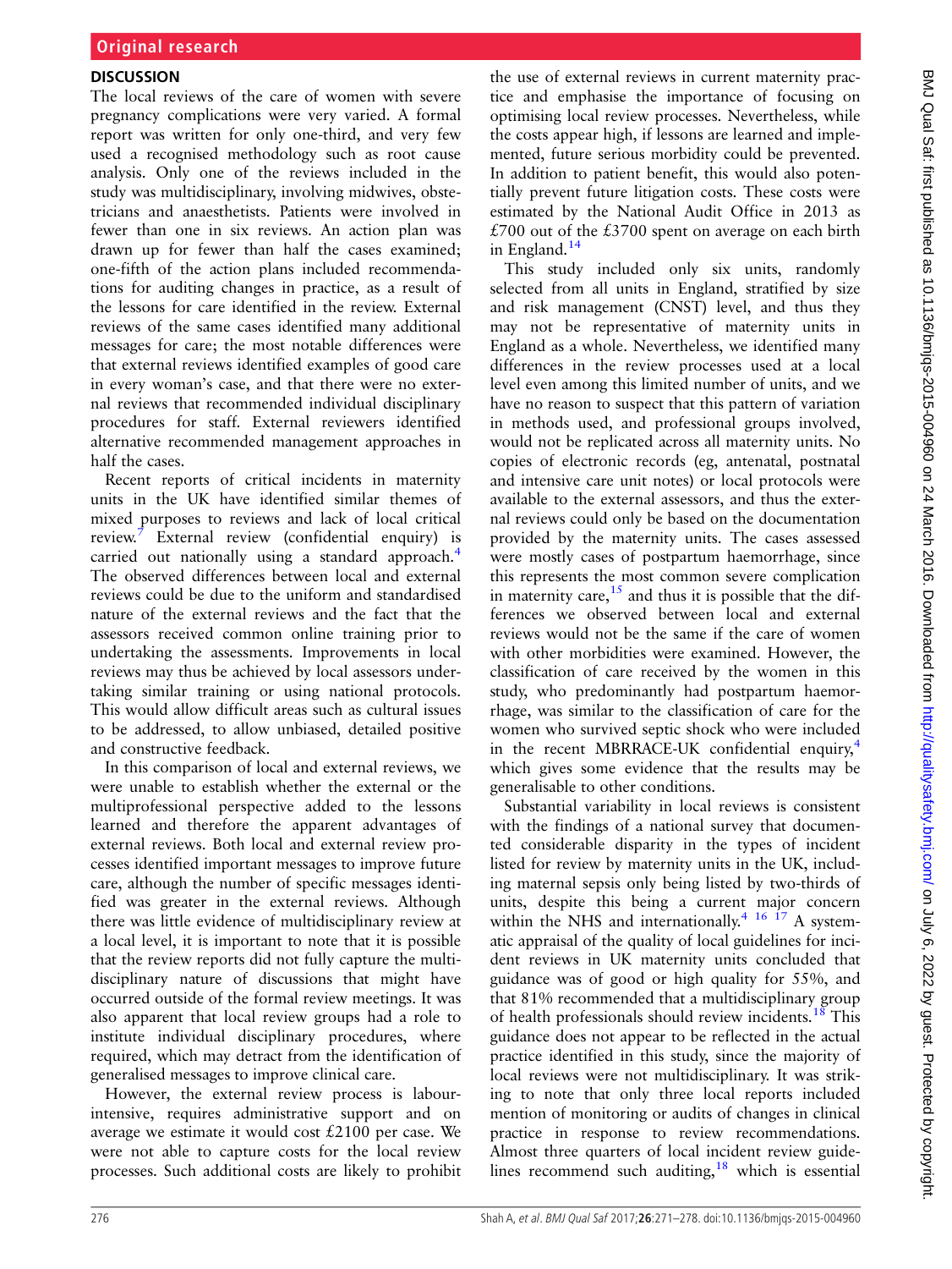## DISCUSSION

The local reviews of the care of women with severe pregnancy complications were very varied. A formal report was written for only one-third, and very few used a recognised methodology such as root cause analysis. Only one of the reviews included in the study was multidisciplinary, involving midwives, obstetricians and anaesthetists. Patients were involved in fewer than one in six reviews. An action plan was drawn up for fewer than half the cases examined; one-fifth of the action plans included recommendations for auditing changes in practice, as a result of the lessons for care identified in the review. External reviews of the same cases identified many additional messages for care; the most notable differences were that external reviews identified examples of good care in every woman's case, and that there were no external reviews that recommended individual disciplinary procedures for staff. External reviewers identified alternative recommended management approaches in half the cases.

Recent reports of critical incidents in maternity units in the UK have identified similar themes of mixed purposes to reviews and lack of local critical review.[7] External review (confidential enquiry) is carried out nationally using a standard approach.[4] The observed differences between local and external reviews could be due to the uniform and standardised nature of the external reviews and the fact that the assessors received common online training prior to undertaking the assessments. Improvements in local reviews may thus be achieved by local assessors undertaking similar training or using national protocols. This would allow difficult areas such as cultural issues to be addressed, to allow unbiased, detailed positive and constructive feedback.

In this comparison of local and external reviews, we were unable to establish whether the external or the multiprofessional perspective added to the lessons learned and therefore the apparent advantages of external reviews. Both local and external review processes identified important messages to improve future care, although the number of specific messages identified was greater in the external reviews. Although there was little evidence of multidisciplinary review at a local level, it is important to note that it is possible that the review reports did not fully capture the multidisciplinary nature of discussions that might have occurred outside of the formal review meetings. It was also apparent that local review groups had a role to institute individual disciplinary procedures, where required, which may detract from the identification of generalised messages to improve clinical care.

However, the external review process is labour-intensive, requires administrative support and on average we estimate it would cost £2100 per case. We were not able to capture costs for the local review processes. Such additional costs are likely to prohibit the use of external reviews in current maternity practice and emphasise the importance of focusing on optimising local review processes. Nevertheless, while the costs appear high, if lessons are learned and implemented, future serious morbidity could be prevented. In addition to patient benefit, this would also potentially prevent future litigation costs. These costs were estimated by the National Audit Office in 2013 as £700 out of the £3700 spent on average on each birth in England.[14]

This study included only six units, randomly selected from all units in England, stratified by size and risk management (CNST) level, and thus they may not be representative of maternity units in England as a whole. Nevertheless, we identified many differences in the review processes used at a local level even among this limited number of units, and we have no reason to suspect that this pattern of variation in methods used, and professional groups involved, would not be replicated across all maternity units. No copies of electronic records (eg, antenatal, postnatal and intensive care unit notes) or local protocols were available to the external assessors, and thus the external reviews could only be based on the documentation provided by the maternity units. The cases assessed were mostly cases of postpartum haemorrhage, since this represents the most common severe complication in maternity care,[15] and thus it is possible that the differences we observed between local and external reviews would not be the same if the care of women with other morbidities were examined. However, the classification of care received by the women in this study, who predominantly had postpartum haemorrhage, was similar to the classification of care for the women who survived septic shock who were included in the recent MBRRACE-UK confidential enquiry,[4] which gives some evidence that the results may be generalisable to other conditions.

Substantial variability in local reviews is consistent with the findings of a national survey that documented considerable disparity in the types of incident listed for review by maternity units in the UK, including maternal sepsis only being listed by two-thirds of units, despite this being a current major concern within the NHS and internationally.[4 16 17] A systematic appraisal of the quality of local guidelines for incident reviews in UK maternity units concluded that guidance was of good or high quality for 55%, and that 81% recommended that a multidisciplinary group of health professionals should review incidents.[18] This guidance does not appear to be reflected in the actual practice identified in this study, since the majority of local reviews were not multidisciplinary. It was striking to note that only three local reports included mention of monitoring or audits of changes in clinical practice in response to review recommendations. Almost three quarters of local incident review guidelines recommend such auditing,[18] which is essential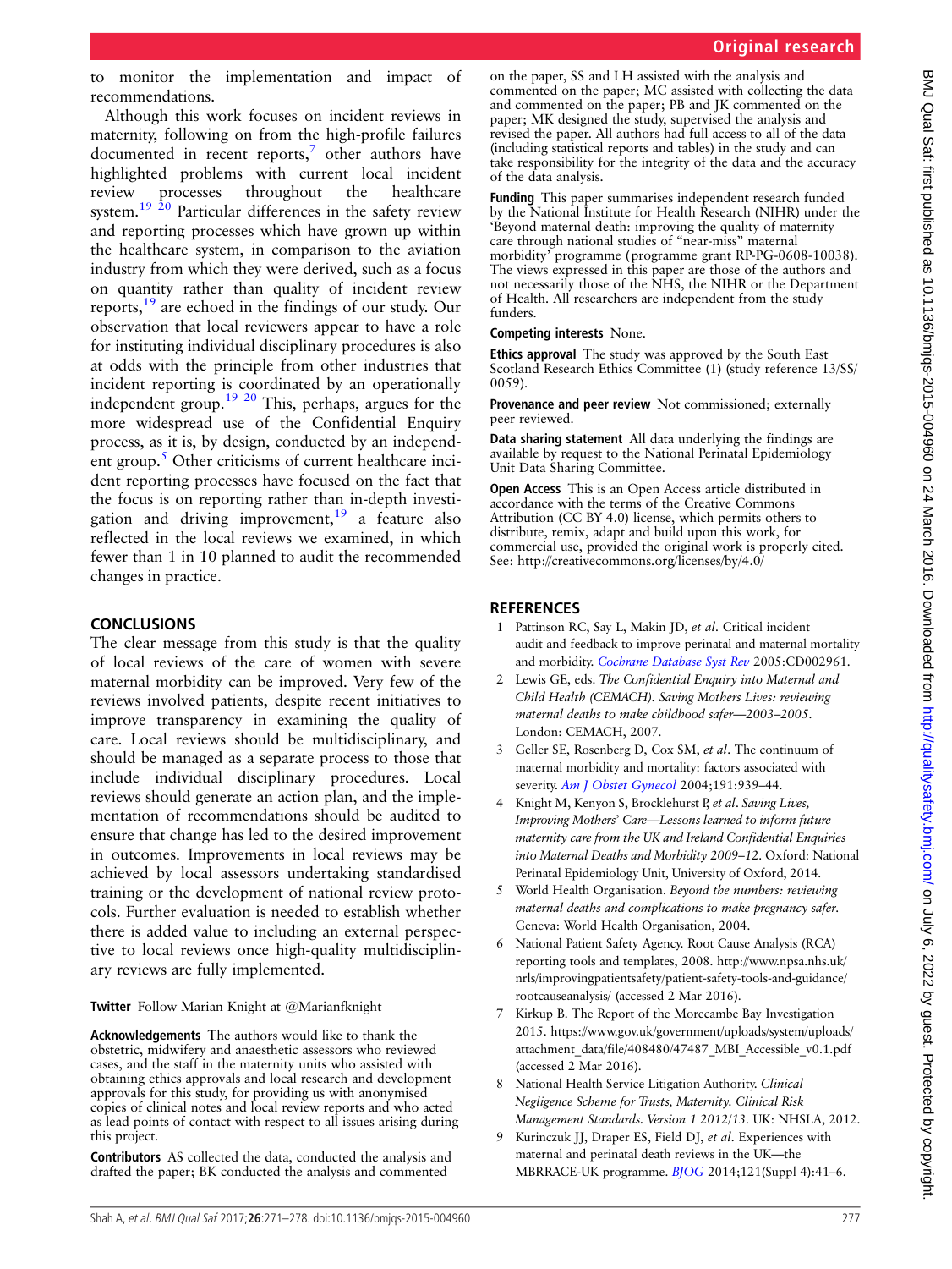to monitor the implementation and impact of recommendations.

Although this work focuses on incident reviews in maternity, following on from the high-profile failures documented in recent reports,[7] other authors have highlighted problems with current local incident review processes throughout the healthcare system.[19 20] Particular differences in the safety review and reporting processes which have grown up within the healthcare system, in comparison to the aviation industry from which they were derived, such as a focus on quantity rather than quality of incident review reports,[19] are echoed in the findings of our study. Our observation that local reviewers appear to have a role for instituting individual disciplinary procedures is also at odds with the principle from other industries that incident reporting is coordinated by an operationally independent group.[19 20] This, perhaps, argues for the more widespread use of the Confidential Enquiry process, as it is, by design, conducted by an independent group.[5] Other criticisms of current healthcare incident reporting processes have focused on the fact that the focus is on reporting rather than in-depth investigation and driving improvement,[19] a feature also reflected in the local reviews we examined, in which fewer than 1 in 10 planned to audit the recommended changes in practice.

## CONCLUSIONS

The clear message from this study is that the quality of local reviews of the care of women with severe maternal morbidity can be improved. Very few of the reviews involved patients, despite recent initiatives to improve transparency in examining the quality of care. Local reviews should be multidisciplinary, and should be managed as a separate process to those that include individual disciplinary procedures. Local reviews should generate an action plan, and the implementation of recommendations should be audited to ensure that change has led to the desired improvement in outcomes. Improvements in local reviews may be achieved by local assessors undertaking standardised training or the development of national review protocols. Further evaluation is needed to establish whether there is added value to including an external perspective to local reviews once high-quality multidisciplinary reviews are fully implemented.

**Twitter** Follow Marian Knight at @Marianfknight

**Acknowledgements** The authors would like to thank the obstetric, midwifery and anaesthetic assessors who reviewed cases, and the staff in the maternity units who assisted with obtaining ethics approvals and local research and development approvals for this study, for providing us with anonymised copies of clinical notes and local review reports and who acted as lead points of contact with respect to all issues arising during this project.

**Contributors** AS collected the data, conducted the analysis and drafted the paper; BK conducted the analysis and commented on the paper, SS and LH assisted with the analysis and commented on the paper; MC assisted with collecting the data and commented on the paper; PB and JK commented on the paper; MK designed the study, supervised the analysis and revised the paper. All authors had full access to all of the data (including statistical reports and tables) in the study and can take responsibility for the integrity of the data and the accuracy of the data analysis.

**Funding** This paper summarises independent research funded by the National Institute for Health Research (NIHR) under the 'Beyond maternal death: improving the quality of maternity care through national studies of "near-miss" maternal morbidity' programme (programme grant RP-PG-0608-10038). The views expressed in this paper are those of the authors and not necessarily those of the NHS, the NIHR or the Department of Health. All researchers are independent from the study funders.

**Competing interests** None.

**Ethics approval** The study was approved by the South East Scotland Research Ethics Committee (1) (study reference 13/SS/0059).

**Provenance and peer review** Not commissioned; externally peer reviewed.

**Data sharing statement** All data underlying the findings are available by request to the National Perinatal Epidemiology Unit Data Sharing Committee.

**Open Access** This is an Open Access article distributed in accordance with the terms of the Creative Commons Attribution (CC BY 4.0) license, which permits others to distribute, remix, adapt and build upon this work, for commercial use, provided the original work is properly cited. See: http://creativecommons.org/licenses/by/4.0/

## REFERENCES

1. Pattinson RC, Say L, Makin JD, *et al*. Critical incident audit and feedback to improve perinatal and maternal mortality and morbidity. *Cochrane Database Syst Rev* 2005:CD002961.
2. Lewis GE, eds. *The Confidential Enquiry into Maternal and Child Health (CEMACH). Saving Mothers Lives: reviewing maternal deaths to make childhood safer—2003–2005*. London: CEMACH, 2007.
3. Geller SE, Rosenberg D, Cox SM, *et al*. The continuum of maternal morbidity and mortality: factors associated with severity. *Am J Obstet Gynecol* 2004;191:939–44.
4. Knight M, Kenyon S, Brocklehurst P, *et al*. *Saving Lives, Improving Mothers' Care—Lessons learned to inform future maternity care from the UK and Ireland Confidential Enquiries into Maternal Deaths and Morbidity 2009–12*. Oxford: National Perinatal Epidemiology Unit, University of Oxford, 2014.
5. World Health Organisation. *Beyond the numbers: reviewing maternal deaths and complications to make pregnancy safer*. Geneva: World Health Organisation, 2004.
6. National Patient Safety Agency. Root Cause Analysis (RCA) reporting tools and templates, 2008. http://www.npsa.nhs.uk/nrls/improvingpatientsafety/patient-safety-tools-and-guidance/rootcauseanalysis/ (accessed 2 Mar 2016).
7. Kirkup B. The Report of the Morecambe Bay Investigation 2015. https://www.gov.uk/government/uploads/system/uploads/attachment_data/file/408480/47487_MBI_Accessible_v0.1.pdf (accessed 2 Mar 2016).
8. National Health Service Litigation Authority. *Clinical Negligence Scheme for Trusts, Maternity. Clinical Risk Management Standards. Version 1 2012/13*. UK: NHSLA, 2012.
9. Kurinczuk JJ, Draper ES, Field DJ, *et al*. Experiences with maternal and perinatal death reviews in the UK—the MBRRACE-UK programme. *BJOG* 2014;121(Suppl 4):41–6.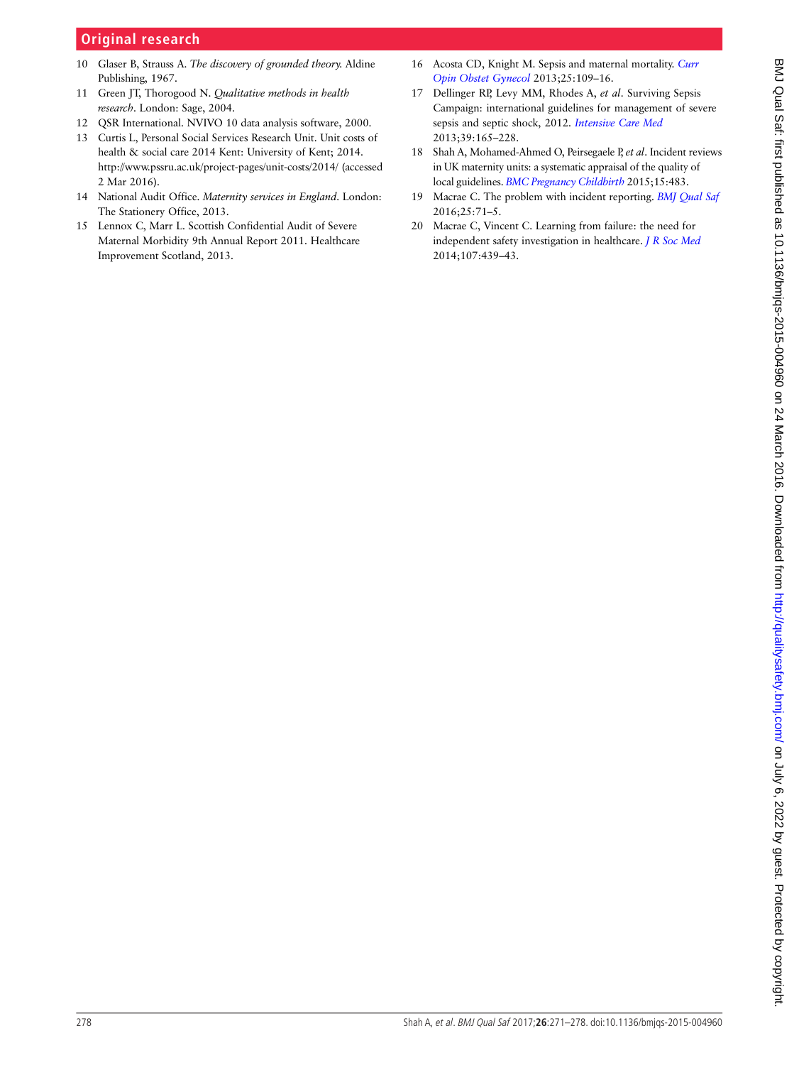10 Glaser B, Strauss A. *The discovery of grounded theory.* Aldine Publishing, 1967.

11 Green JT, Thorogood N. *Qualitative methods in health research*. London: Sage, 2004.

12 QSR International. NVIVO 10 data analysis software, 2000.

13 Curtis L, Personal Social Services Research Unit. Unit costs of health & social care 2014 Kent: University of Kent; 2014. http://www.pssru.ac.uk/project-pages/unit-costs/2014/ (accessed 2 Mar 2016).

14 National Audit Office. *Maternity services in England*. London: The Stationery Office, 2013.

15 Lennox C, Marr L. Scottish Confidential Audit of Severe Maternal Morbidity 9th Annual Report 2011. Healthcare Improvement Scotland, 2013.

16 Acosta CD, Knight M. Sepsis and maternal mortality. *Curr Opin Obstet Gynecol* 2013;25:109–16.

17 Dellinger RP, Levy MM, Rhodes A, *et al*. Surviving Sepsis Campaign: international guidelines for management of severe sepsis and septic shock, 2012. *Intensive Care Med* 2013;39:165–228.

18 Shah A, Mohamed-Ahmed O, Peirsegaele P, *et al*. Incident reviews in UK maternity units: a systematic appraisal of the quality of local guidelines. *BMC Pregnancy Childbirth* 2015;15:483.

19 Macrae C. The problem with incident reporting. *BMJ Qual Saf* 2016;25:71–5.

20 Macrae C, Vincent C. Learning from failure: the need for independent safety investigation in healthcare. *J R Soc Med* 2014;107:439–43.